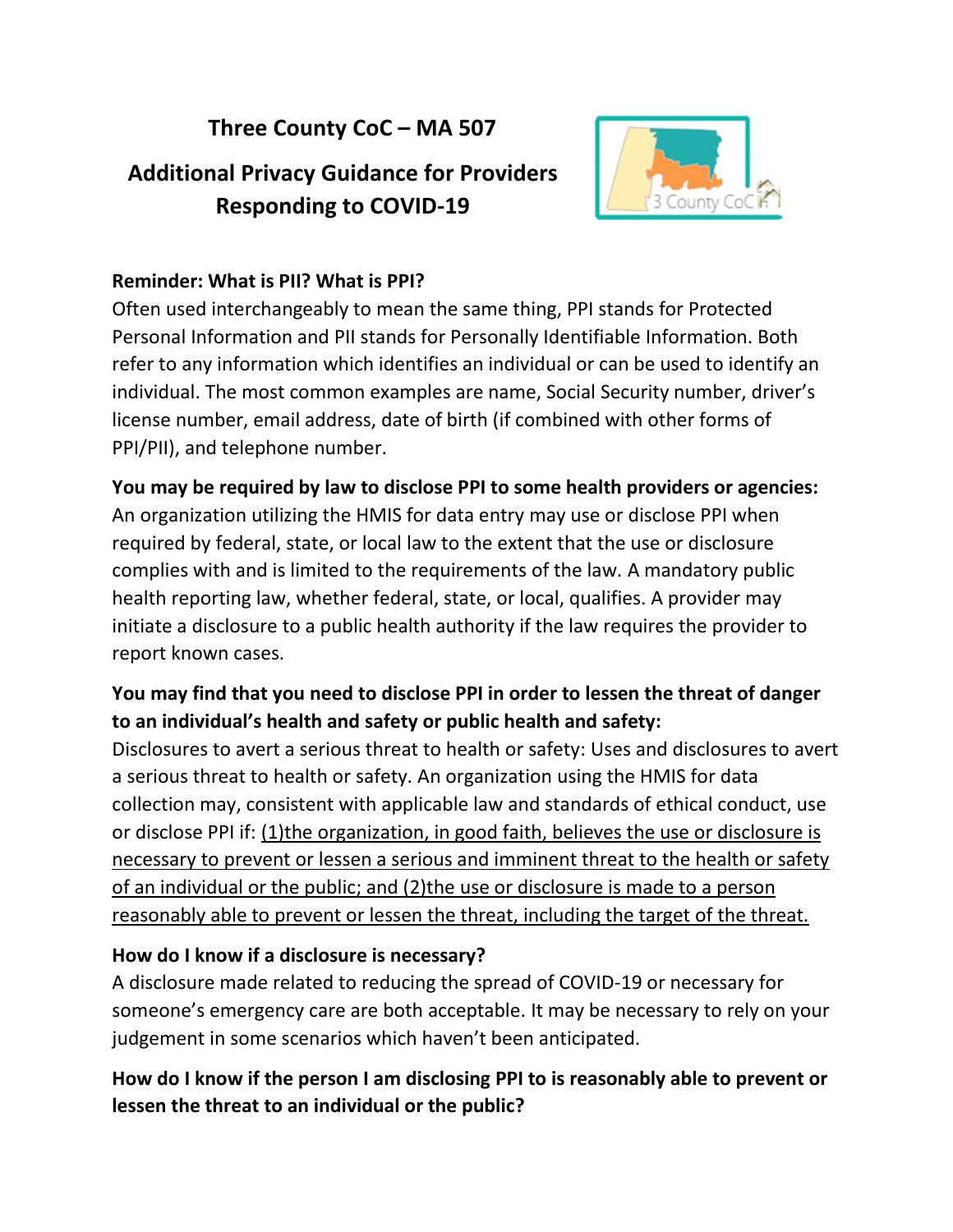# Three County CoC – MA 507

## Additional Privacy Guidance for Providers Responding to COVID-19

**Reminder: What is PII? What is PPI?**

Often used interchangeably to mean the same thing, PPI stands for Protected Personal Information and PII stands for Personally Identifiable Information. Both refer to any information which identifies an individual or can be used to identify an individual. The most common examples are name, Social Security number, driver's license number, email address, date of birth (if combined with other forms of PPI/PII), and telephone number.

**You may be required by law to disclose PPI to some health providers or agencies:**

An organization utilizing the HMIS for data entry may use or disclose PPI when required by federal, state, or local law to the extent that the use or disclosure complies with and is limited to the requirements of the law. A mandatory public health reporting law, whether federal, state, or local, qualifies. A provider may initiate a disclosure to a public health authority if the law requires the provider to report known cases.

**You may find that you need to disclose PPI in order to lessen the threat of danger to an individual's health and safety or public health and safety:**

Disclosures to avert a serious threat to health or safety: Uses and disclosures to avert a serious threat to health or safety. An organization using the HMIS for data collection may, consistent with applicable law and standards of ethical conduct, use or disclose PPI if: (1)the organization, in good faith, believes the use or disclosure is necessary to prevent or lessen a serious and imminent threat to the health or safety of an individual or the public; and (2)the use or disclosure is made to a person reasonably able to prevent or lessen the threat, including the target of the threat.

**How do I know if a disclosure is necessary?**

A disclosure made related to reducing the spread of COVID-19 or necessary for someone's emergency care are both acceptable. It may be necessary to rely on your judgement in some scenarios which haven't been anticipated.

**How do I know if the person I am disclosing PPI to is reasonably able to prevent or lessen the threat to an individual or the public?**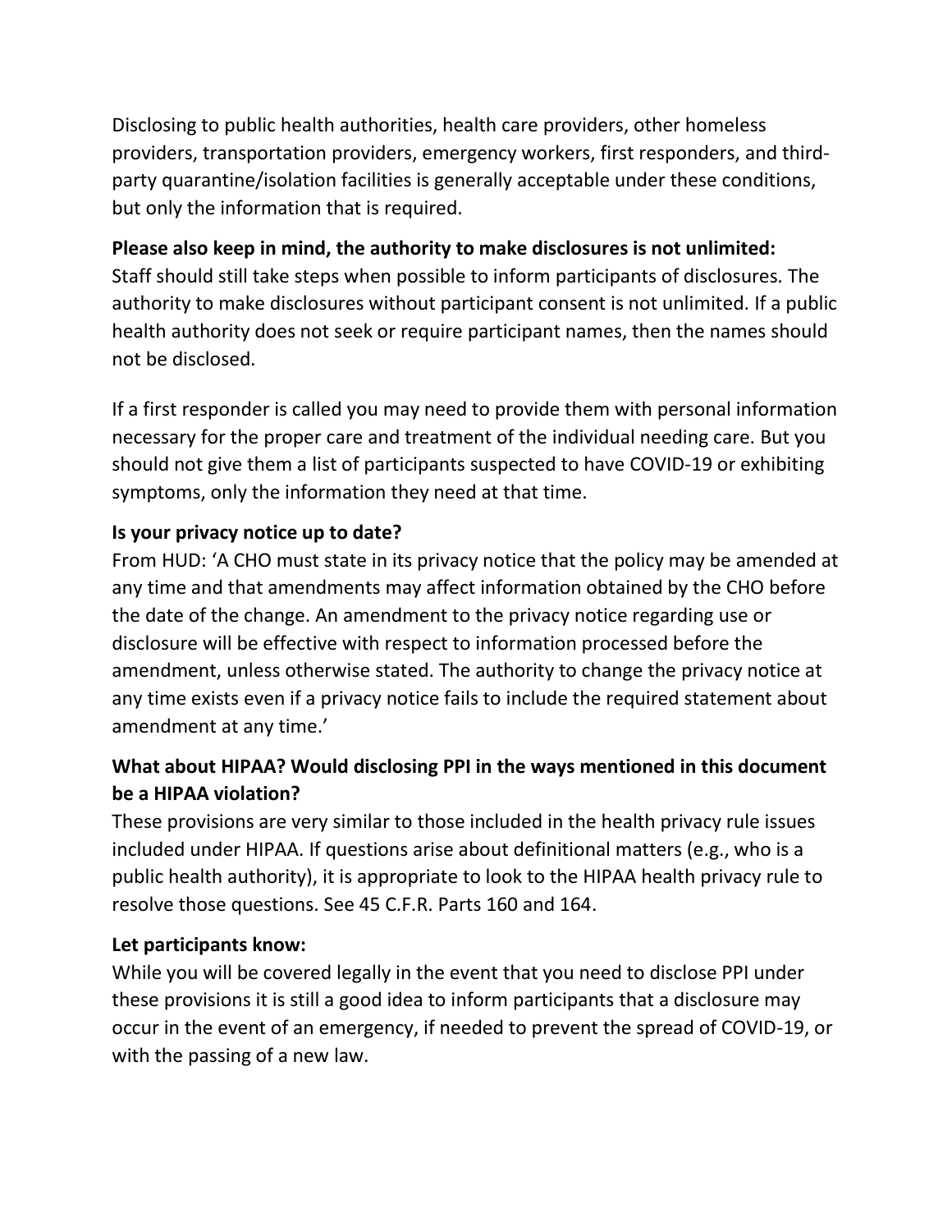Disclosing to public health authorities, health care providers, other homeless providers, transportation providers, emergency workers, first responders, and third-party quarantine/isolation facilities is generally acceptable under these conditions, but only the information that is required.

**Please also keep in mind, the authority to make disclosures is not unlimited:**
Staff should still take steps when possible to inform participants of disclosures. The authority to make disclosures without participant consent is not unlimited. If a public health authority does not seek or require participant names, then the names should not be disclosed.

If a first responder is called you may need to provide them with personal information necessary for the proper care and treatment of the individual needing care. But you should not give them a list of participants suspected to have COVID-19 or exhibiting symptoms, only the information they need at that time.

**Is your privacy notice up to date?**
From HUD: 'A CHO must state in its privacy notice that the policy may be amended at any time and that amendments may affect information obtained by the CHO before the date of the change. An amendment to the privacy notice regarding use or disclosure will be effective with respect to information processed before the amendment, unless otherwise stated. The authority to change the privacy notice at any time exists even if a privacy notice fails to include the required statement about amendment at any time.'

**What about HIPAA? Would disclosing PPI in the ways mentioned in this document be a HIPAA violation?**
These provisions are very similar to those included in the health privacy rule issues included under HIPAA. If questions arise about definitional matters (e.g., who is a public health authority), it is appropriate to look to the HIPAA health privacy rule to resolve those questions. See 45 C.F.R. Parts 160 and 164.

**Let participants know:**
While you will be covered legally in the event that you need to disclose PPI under these provisions it is still a good idea to inform participants that a disclosure may occur in the event of an emergency, if needed to prevent the spread of COVID-19, or with the passing of a new law.